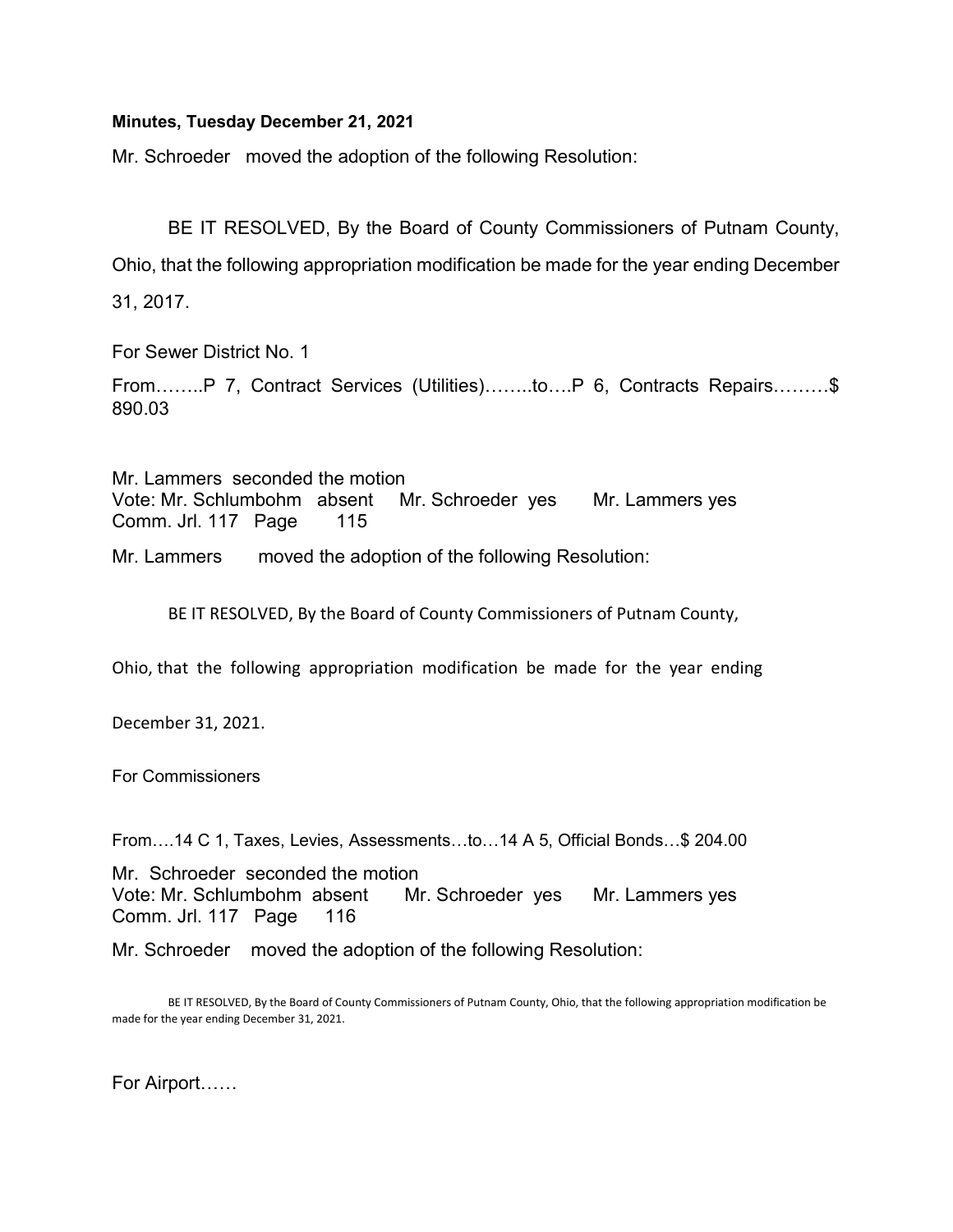**Minutes, Tuesday December 21, 2021**

Mr. Schroeder moved the adoption of the following Resolution:

BE IT RESOLVED, By the Board of County Commissioners of Putnam County, Ohio, that the following appropriation modification be made for the year ending December 31, 2017.

For Sewer District No. 1

From……..P 7, Contract Services (Utilities)……..to….P 6, Contracts Repairs………$ 890.03

Mr. Lammers seconded the motion
Vote: Mr. Schlumbohm absent Mr. Schroeder yes Mr. Lammers yes
Comm. Jrl. 117 Page 115

Mr. Lammers moved the adoption of the following Resolution:

BE IT RESOLVED, By the Board of County Commissioners of Putnam County, Ohio, that the following appropriation modification be made for the year ending December 31, 2021.

For Commissioners

From….14 C 1, Taxes, Levies, Assessments…to…14 A 5, Official Bonds…$ 204.00

Mr. Schroeder seconded the motion
Vote: Mr. Schlumbohm absent Mr. Schroeder yes Mr. Lammers yes
Comm. Jrl. 117 Page 116

Mr. Schroeder moved the adoption of the following Resolution:

BE IT RESOLVED, By the Board of County Commissioners of Putnam County, Ohio, that the following appropriation modification be made for the year ending December 31, 2021.

For Airport……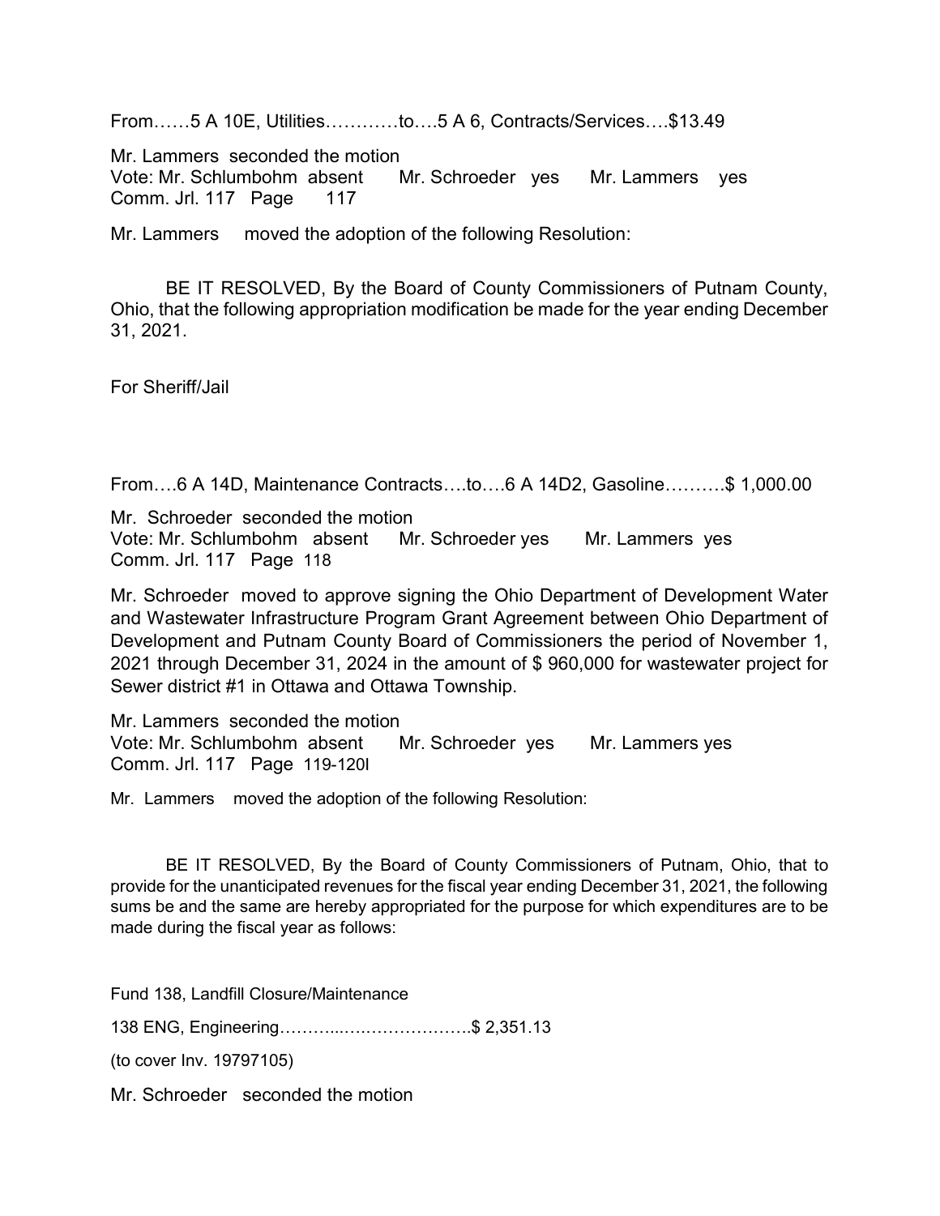From……5 A 10E, Utilities…………to….5 A 6, Contracts/Services….$13.49

Mr. Lammers seconded the motion
Vote: Mr. Schlumbohm absent Mr. Schroeder yes Mr. Lammers yes
Comm. Jrl. 117 Page 117

Mr. Lammers moved the adoption of the following Resolution:

BE IT RESOLVED, By the Board of County Commissioners of Putnam County, Ohio, that the following appropriation modification be made for the year ending December 31, 2021.

For Sheriff/Jail

From….6 A 14D, Maintenance Contracts….to….6 A 14D2, Gasoline……….$ 1,000.00

Mr. Schroeder seconded the motion
Vote: Mr. Schlumbohm absent Mr. Schroeder yes Mr. Lammers yes
Comm. Jrl. 117 Page 118

Mr. Schroeder moved to approve signing the Ohio Department of Development Water and Wastewater Infrastructure Program Grant Agreement between Ohio Department of Development and Putnam County Board of Commissioners the period of November 1, 2021 through December 31, 2024 in the amount of $ 960,000 for wastewater project for Sewer district #1 in Ottawa and Ottawa Township.

Mr. Lammers seconded the motion
Vote: Mr. Schlumbohm absent Mr. Schroeder yes Mr. Lammers yes
Comm. Jrl. 117 Page 119-120I

Mr. Lammers moved the adoption of the following Resolution:

BE IT RESOLVED, By the Board of County Commissioners of Putnam, Ohio, that to provide for the unanticipated revenues for the fiscal year ending December 31, 2021, the following sums be and the same are hereby appropriated for the purpose for which expenditures are to be made during the fiscal year as follows:

Fund 138, Landfill Closure/Maintenance

138 ENG, Engineering………..………………….$ 2,351.13

(to cover Inv. 19797105)

Mr. Schroeder seconded the motion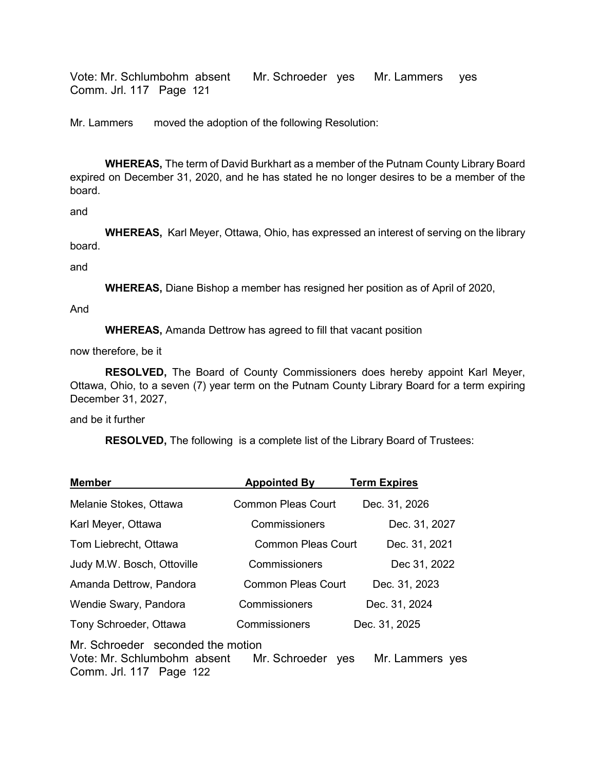Vote: Mr. Schlumbohm absent Mr. Schroeder yes Mr. Lammers yes
Comm. Jrl. 117 Page 121

Mr. Lammers moved the adoption of the following Resolution:

**WHEREAS,** The term of David Burkhart as a member of the Putnam County Library Board expired on December 31, 2020, and he has stated he no longer desires to be a member of the board.

and

**WHEREAS,** Karl Meyer, Ottawa, Ohio, has expressed an interest of serving on the library board.

and

**WHEREAS,** Diane Bishop a member has resigned her position as of April of 2020,

And

**WHEREAS,** Amanda Dettrow has agreed to fill that vacant position

now therefore, be it

**RESOLVED,** The Board of County Commissioners does hereby appoint Karl Meyer, Ottawa, Ohio, to a seven (7) year term on the Putnam County Library Board for a term expiring December 31, 2027,

and be it further

**RESOLVED,** The following is a complete list of the Library Board of Trustees:

| Member | Appointed By | Term Expires |
|---|---|---|
| Melanie Stokes, Ottawa | Common Pleas Court | Dec. 31, 2026 |
| Karl Meyer, Ottawa | Commissioners | Dec. 31, 2027 |
| Tom Liebrecht, Ottawa | Common Pleas Court | Dec. 31, 2021 |
| Judy M.W. Bosch, Ottoville | Commissioners | Dec 31, 2022 |
| Amanda Dettrow, Pandora | Common Pleas Court | Dec. 31, 2023 |
| Wendie Swary, Pandora | Commissioners | Dec. 31, 2024 |
| Tony Schroeder, Ottawa | Commissioners | Dec. 31, 2025 |

Mr. Schroeder seconded the motion
Vote: Mr. Schlumbohm absent Mr. Schroeder yes Mr. Lammers yes
Comm. Jrl. 117 Page 122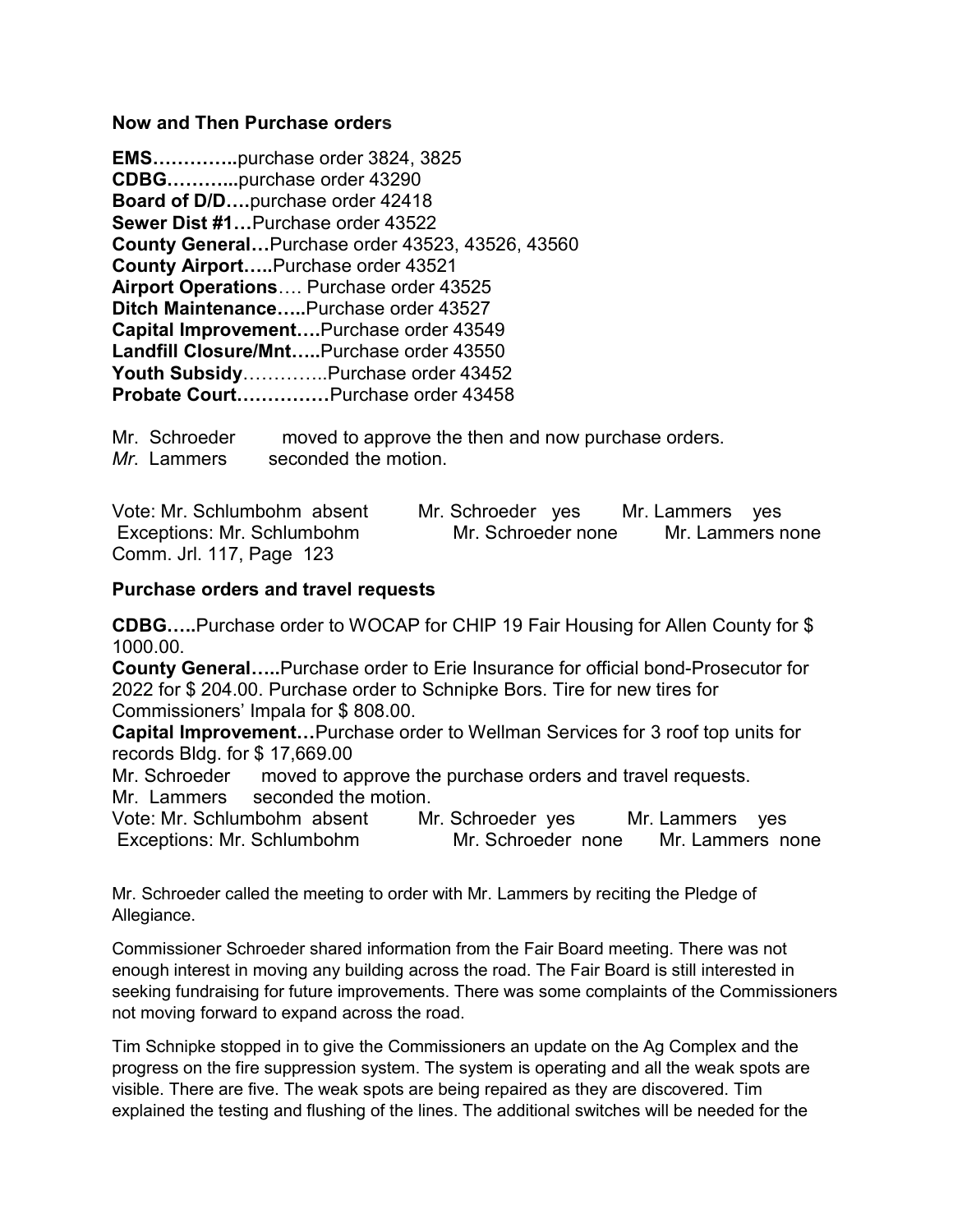### Now and Then Purchase orders

**EMS…………..**purchase order 3824, 3825
**CDBG………...**purchase order 43290
**Board of D/D….**purchase order 42418
**Sewer Dist #1…**Purchase order 43522
**County General…**Purchase order 43523, 43526, 43560
**County Airport…..**Purchase order 43521
**Airport Operations**…. Purchase order 43525
**Ditch Maintenance…..**Purchase order 43527
**Capital Improvement….**Purchase order 43549
**Landfill Closure/Mnt…..**Purchase order 43550
**Youth Subsidy**…………..Purchase order 43452
**Probate Court……………**Purchase order 43458

Mr. Schroeder moved to approve the then and now purchase orders.
*Mr.* Lammers seconded the motion.

Vote: Mr. Schlumbohm absent Mr. Schroeder yes Mr. Lammers yes
Exceptions: Mr. Schlumbohm Mr. Schroeder none Mr. Lammers none
Comm. Jrl. 117, Page 123

### Purchase orders and travel requests

**CDBG…..**Purchase order to WOCAP for CHIP 19 Fair Housing for Allen County for $ 1000.00.
**County General…..**Purchase order to Erie Insurance for official bond-Prosecutor for 2022 for $ 204.00. Purchase order to Schnipke Bors. Tire for new tires for Commissioners' Impala for $ 808.00.
**Capital Improvement…**Purchase order to Wellman Services for 3 roof top units for records Bldg. for $ 17,669.00
Mr. Schroeder moved to approve the purchase orders and travel requests.
Mr. Lammers seconded the motion.
Vote: Mr. Schlumbohm absent Mr. Schroeder yes Mr. Lammers yes
Exceptions: Mr. Schlumbohm Mr. Schroeder none Mr. Lammers none

Mr. Schroeder called the meeting to order with Mr. Lammers by reciting the Pledge of Allegiance.

Commissioner Schroeder shared information from the Fair Board meeting. There was not enough interest in moving any building across the road. The Fair Board is still interested in seeking fundraising for future improvements. There was some complaints of the Commissioners not moving forward to expand across the road.

Tim Schnipke stopped in to give the Commissioners an update on the Ag Complex and the progress on the fire suppression system. The system is operating and all the weak spots are visible. There are five. The weak spots are being repaired as they are discovered. Tim explained the testing and flushing of the lines. The additional switches will be needed for the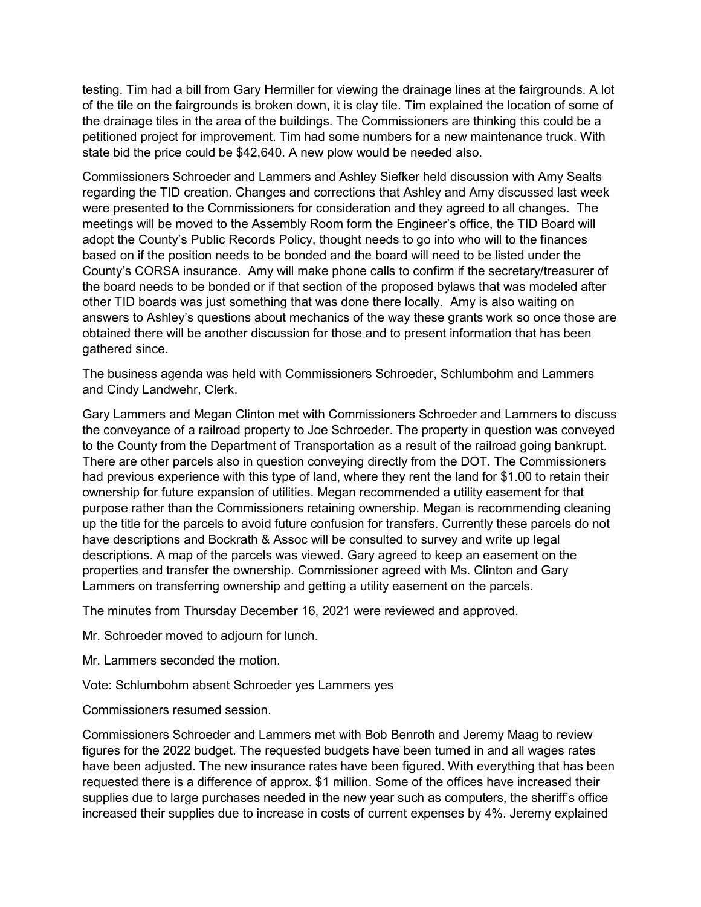testing. Tim had a bill from Gary Hermiller for viewing the drainage lines at the fairgrounds. A lot of the tile on the fairgrounds is broken down, it is clay tile. Tim explained the location of some of the drainage tiles in the area of the buildings. The Commissioners are thinking this could be a petitioned project for improvement. Tim had some numbers for a new maintenance truck. With state bid the price could be $42,640. A new plow would be needed also.

Commissioners Schroeder and Lammers and Ashley Siefker held discussion with Amy Sealts regarding the TID creation. Changes and corrections that Ashley and Amy discussed last week were presented to the Commissioners for consideration and they agreed to all changes. The meetings will be moved to the Assembly Room form the Engineer's office, the TID Board will adopt the County's Public Records Policy, thought needs to go into who will to the finances based on if the position needs to be bonded and the board will need to be listed under the County's CORSA insurance. Amy will make phone calls to confirm if the secretary/treasurer of the board needs to be bonded or if that section of the proposed bylaws that was modeled after other TID boards was just something that was done there locally. Amy is also waiting on answers to Ashley's questions about mechanics of the way these grants work so once those are obtained there will be another discussion for those and to present information that has been gathered since.

The business agenda was held with Commissioners Schroeder, Schlumbohm and Lammers and Cindy Landwehr, Clerk.

Gary Lammers and Megan Clinton met with Commissioners Schroeder and Lammers to discuss the conveyance of a railroad property to Joe Schroeder. The property in question was conveyed to the County from the Department of Transportation as a result of the railroad going bankrupt. There are other parcels also in question conveying directly from the DOT. The Commissioners had previous experience with this type of land, where they rent the land for $1.00 to retain their ownership for future expansion of utilities. Megan recommended a utility easement for that purpose rather than the Commissioners retaining ownership. Megan is recommending cleaning up the title for the parcels to avoid future confusion for transfers. Currently these parcels do not have descriptions and Bockrath & Assoc will be consulted to survey and write up legal descriptions. A map of the parcels was viewed. Gary agreed to keep an easement on the properties and transfer the ownership. Commissioner agreed with Ms. Clinton and Gary Lammers on transferring ownership and getting a utility easement on the parcels.

The minutes from Thursday December 16, 2021 were reviewed and approved.

Mr. Schroeder moved to adjourn for lunch.

Mr. Lammers seconded the motion.

Vote: Schlumbohm absent Schroeder yes Lammers yes

Commissioners resumed session.

Commissioners Schroeder and Lammers met with Bob Benroth and Jeremy Maag to review figures for the 2022 budget. The requested budgets have been turned in and all wages rates have been adjusted. The new insurance rates have been figured. With everything that has been requested there is a difference of approx. $1 million. Some of the offices have increased their supplies due to large purchases needed in the new year such as computers, the sheriff's office increased their supplies due to increase in costs of current expenses by 4%. Jeremy explained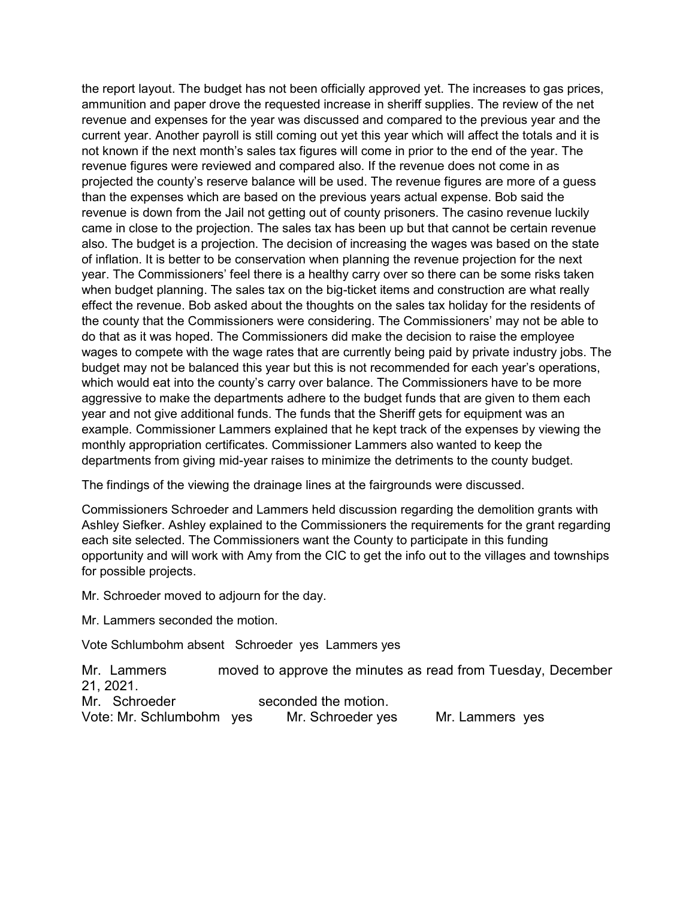the report layout. The budget has not been officially approved yet. The increases to gas prices, ammunition and paper drove the requested increase in sheriff supplies. The review of the net revenue and expenses for the year was discussed and compared to the previous year and the current year. Another payroll is still coming out yet this year which will affect the totals and it is not known if the next month's sales tax figures will come in prior to the end of the year. The revenue figures were reviewed and compared also. If the revenue does not come in as projected the county's reserve balance will be used. The revenue figures are more of a guess than the expenses which are based on the previous years actual expense. Bob said the revenue is down from the Jail not getting out of county prisoners. The casino revenue luckily came in close to the projection. The sales tax has been up but that cannot be certain revenue also. The budget is a projection. The decision of increasing the wages was based on the state of inflation. It is better to be conservation when planning the revenue projection for the next year. The Commissioners' feel there is a healthy carry over so there can be some risks taken when budget planning. The sales tax on the big-ticket items and construction are what really effect the revenue. Bob asked about the thoughts on the sales tax holiday for the residents of the county that the Commissioners were considering. The Commissioners' may not be able to do that as it was hoped. The Commissioners did make the decision to raise the employee wages to compete with the wage rates that are currently being paid by private industry jobs. The budget may not be balanced this year but this is not recommended for each year's operations, which would eat into the county's carry over balance. The Commissioners have to be more aggressive to make the departments adhere to the budget funds that are given to them each year and not give additional funds. The funds that the Sheriff gets for equipment was an example. Commissioner Lammers explained that he kept track of the expenses by viewing the monthly appropriation certificates. Commissioner Lammers also wanted to keep the departments from giving mid-year raises to minimize the detriments to the county budget.

The findings of the viewing the drainage lines at the fairgrounds were discussed.

Commissioners Schroeder and Lammers held discussion regarding the demolition grants with Ashley Siefker. Ashley explained to the Commissioners the requirements for the grant regarding each site selected. The Commissioners want the County to participate in this funding opportunity and will work with Amy from the CIC to get the info out to the villages and townships for possible projects.

Mr. Schroeder moved to adjourn for the day.

Mr. Lammers seconded the motion.

Vote Schlumbohm absent Schroeder yes Lammers yes

Mr. Lammers moved to approve the minutes as read from Tuesday, December 21, 2021.

Mr. Schroeder seconded the motion.

Vote: Mr. Schlumbohm yes Mr. Schroeder yes Mr. Lammers yes